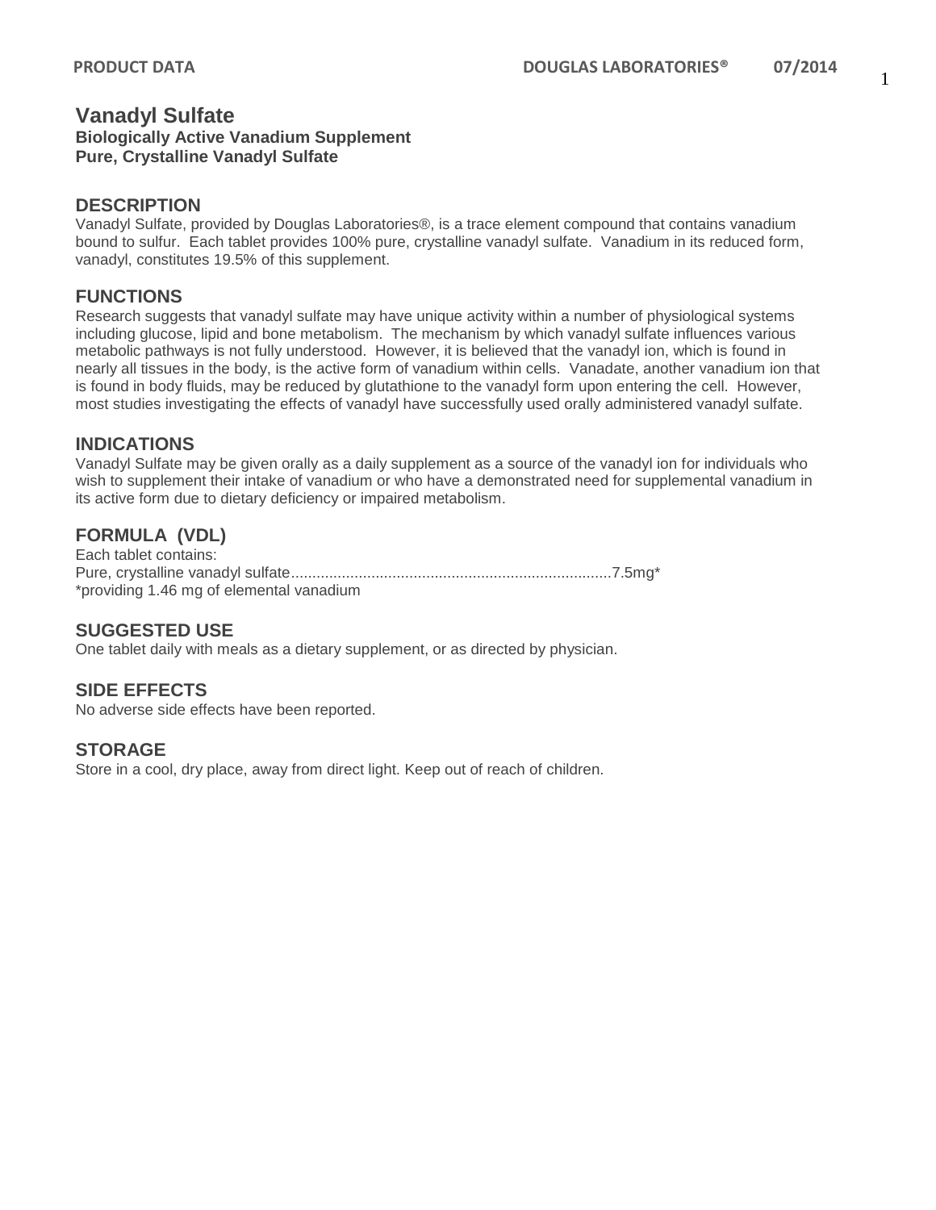# Vanadyl Sulfate

**Biologically Active Vanadium Supplement**
**Pure, Crystalline Vanadyl Sulfate**

## DESCRIPTION

Vanadyl Sulfate, provided by Douglas Laboratories®, is a trace element compound that contains vanadium bound to sulfur. Each tablet provides 100% pure, crystalline vanadyl sulfate. Vanadium in its reduced form, vanadyl, constitutes 19.5% of this supplement.

## FUNCTIONS

Research suggests that vanadyl sulfate may have unique activity within a number of physiological systems including glucose, lipid and bone metabolism. The mechanism by which vanadyl sulfate influences various metabolic pathways is not fully understood. However, it is believed that the vanadyl ion, which is found in nearly all tissues in the body, is the active form of vanadium within cells. Vanadate, another vanadium ion that is found in body fluids, may be reduced by glutathione to the vanadyl form upon entering the cell. However, most studies investigating the effects of vanadyl have successfully used orally administered vanadyl sulfate.

## INDICATIONS

Vanadyl Sulfate may be given orally as a daily supplement as a source of the vanadyl ion for individuals who wish to supplement their intake of vanadium or who have a demonstrated need for supplemental vanadium in its active form due to dietary deficiency or impaired metabolism.

## FORMULA (VDL)

Each tablet contains:
Pure, crystalline vanadyl sulfate............................................................................7.5mg*
*providing 1.46 mg of elemental vanadium

## SUGGESTED USE

One tablet daily with meals as a dietary supplement, or as directed by physician.

## SIDE EFFECTS

No adverse side effects have been reported.

## STORAGE

Store in a cool, dry place, away from direct light. Keep out of reach of children.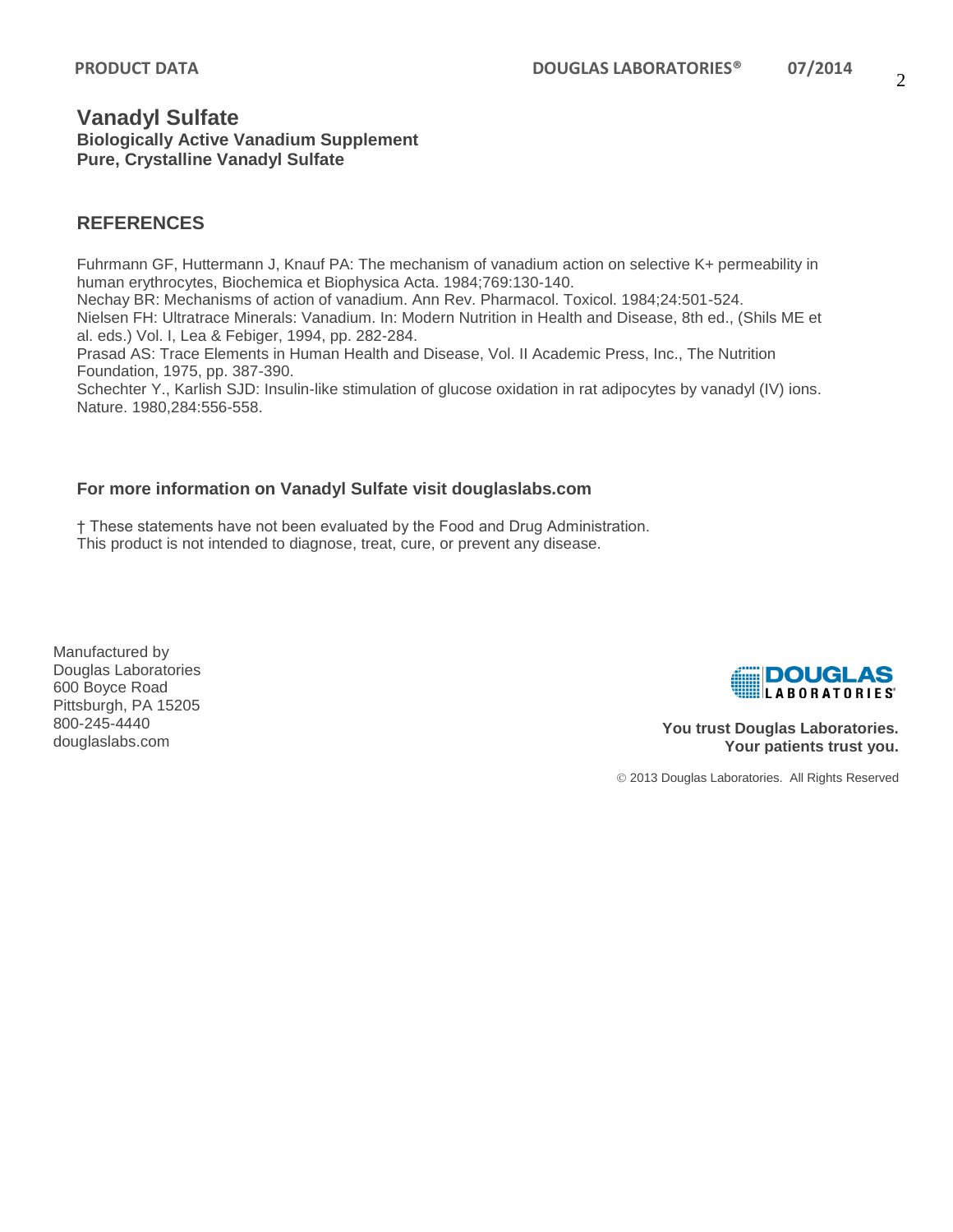# Vanadyl Sulfate

**Biologically Active Vanadium Supplement**
**Pure, Crystalline Vanadyl Sulfate**

## REFERENCES

Fuhrmann GF, Huttermann J, Knauf PA: The mechanism of vanadium action on selective K+ permeability in human erythrocytes, Biochemica et Biophysica Acta. 1984;769:130-140.
Nechay BR: Mechanisms of action of vanadium. Ann Rev. Pharmacol. Toxicol. 1984;24:501-524.
Nielsen FH: Ultratrace Minerals: Vanadium. In: Modern Nutrition in Health and Disease, 8th ed., (Shils ME et al. eds.) Vol. I, Lea & Febiger, 1994, pp. 282-284.
Prasad AS: Trace Elements in Human Health and Disease, Vol. II Academic Press, Inc., The Nutrition Foundation, 1975, pp. 387-390.
Schechter Y., Karlish SJD: Insulin-like stimulation of glucose oxidation in rat adipocytes by vanadyl (IV) ions. Nature. 1980,284:556-558.

**For more information on Vanadyl Sulfate visit douglaslabs.com**

† These statements have not been evaluated by the Food and Drug Administration.
This product is not intended to diagnose, treat, cure, or prevent any disease.

Manufactured by
Douglas Laboratories
600 Boyce Road
Pittsburgh, PA 15205
800-245-4440
douglaslabs.com

DOUGLAS LABORATORIES

**You trust Douglas Laboratories.**
**Your patients trust you.**

© 2013 Douglas Laboratories. All Rights Reserved